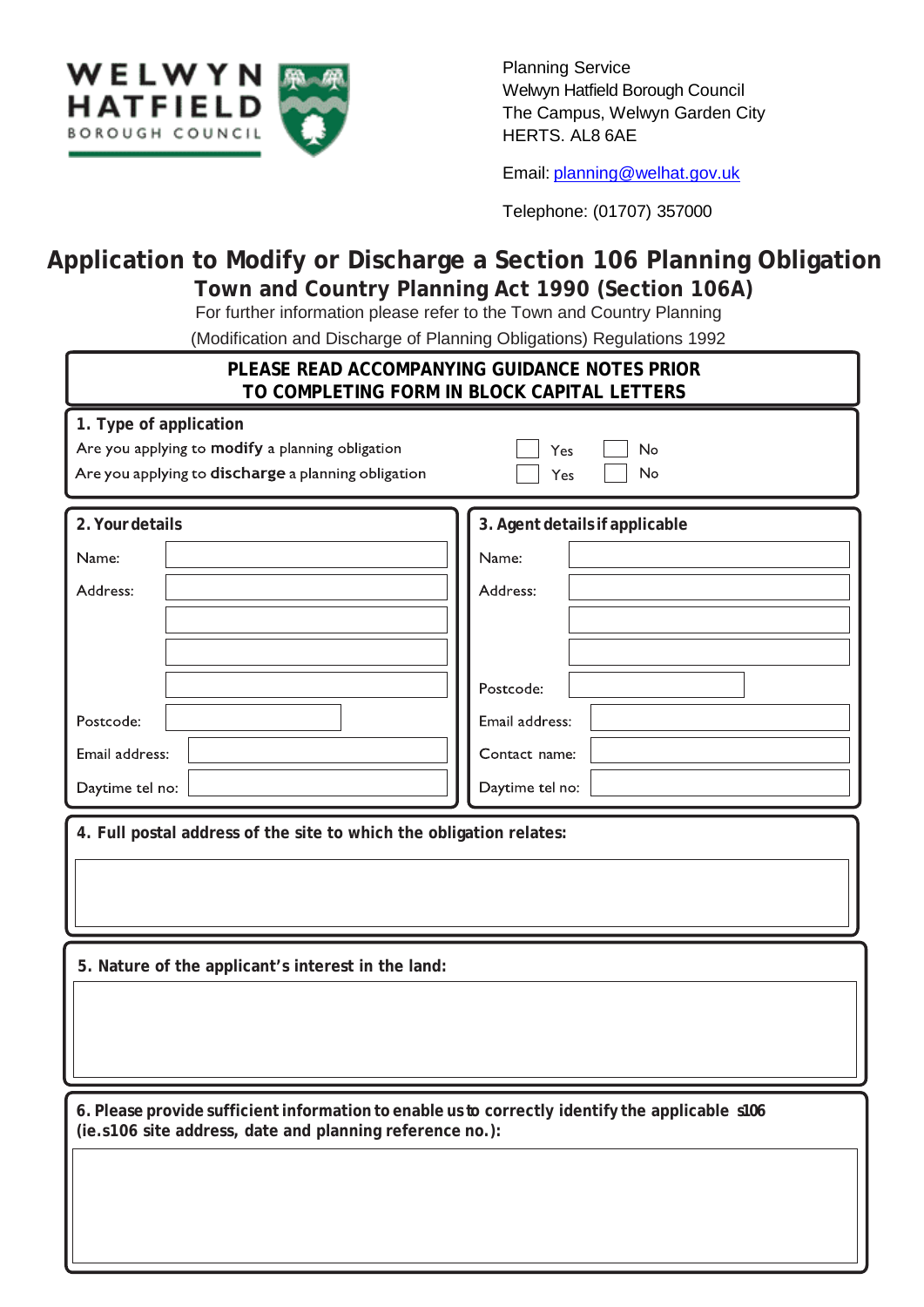WELWYN HATFIELD BOROUGH COUNCIL

Planning Service
Welwyn Hatfield Borough Council
The Campus, Welwyn Garden City
HERTS. AL8 6AE

Email: planning@welhat.gov.uk

Telephone: (01707) 357000

# Application to Modify or Discharge a Section 106 Planning Obligation

## Town and Country Planning Act 1990 (Section 106A)

For further information please refer to the Town and Country Planning (Modification and Discharge of Planning Obligations) Regulations 1992

**PLEASE READ ACCOMPANYING GUIDANCE NOTES PRIOR TO COMPLETING FORM IN BLOCK CAPITAL LETTERS**

### 1. Type of application

| | | |
|---|---|---|
| Are you applying to **modify** a planning obligation | ☐ Yes | ☐ No |
| Are you applying to **discharge** a planning obligation | ☐ Yes | ☐ No |

### 2. Your details

Name:

Address:

Postcode:

Email address:

Daytime tel no:

### 3. Agent details if applicable

Name:

Address:

Postcode:

Email address:

Contact name:

Daytime tel no:

### 4. Full postal address of the site to which the obligation relates:

### 5. Nature of the applicant's interest in the land:

### 6. Please provide sufficient information to enable us to correctly identify the applicable s106 (ie.s106 site address, date and planning reference no.):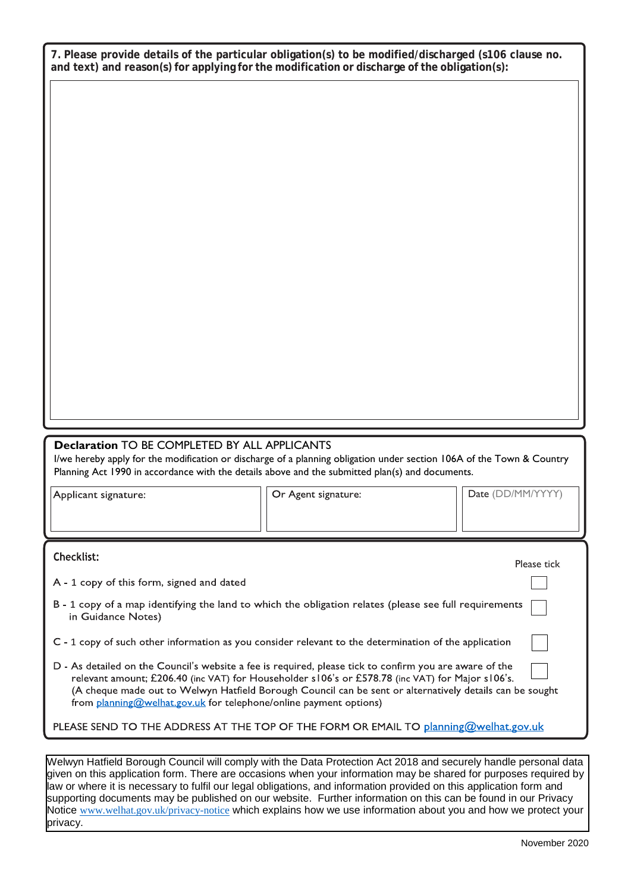**7. Please provide details of the particular obligation(s) to be modified/discharged (s106 clause no. and text) and reason(s) for applying for the modification or discharge of the obligation(s):**

## **Declaration** TO BE COMPLETED BY ALL APPLICANTS

I/we hereby apply for the modification or discharge of a planning obligation under section 106A of the Town & Country Planning Act 1990 in accordance with the details above and the submitted plan(s) and documents.

| Applicant signature: | Or Agent signature: | Date (DD/MM/YYYY) |
|---|---|---|
| | | |

## Checklist:

| | Please tick |
|---|---|
| A - 1 copy of this form, signed and dated | ☐ |
| B - 1 copy of a map identifying the land to which the obligation relates (please see full requirements in Guidance Notes) | ☐ |
| C - 1 copy of such other information as you consider relevant to the determination of the application | ☐ |
| D - As detailed on the Council's website a fee is required, please tick to confirm you are aware of the relevant amount; £206.40 (inc VAT) for Householder s106's or £578.78 (inc VAT) for Major s106's. (A cheque made out to Welwyn Hatfield Borough Council can be sent or alternatively details can be sought from planning@welhat.gov.uk for telephone/online payment options) | ☐ |

PLEASE SEND TO THE ADDRESS AT THE TOP OF THE FORM OR EMAIL TO planning@welhat.gov.uk

Welwyn Hatfield Borough Council will comply with the Data Protection Act 2018 and securely handle personal data given on this application form. There are occasions when your information may be shared for purposes required by law or where it is necessary to fulfil our legal obligations, and information provided on this application form and supporting documents may be published on our website. Further information on this can be found in our Privacy Notice www.welhat.gov.uk/privacy-notice which explains how we use information about you and how we protect your privacy.

November 2020